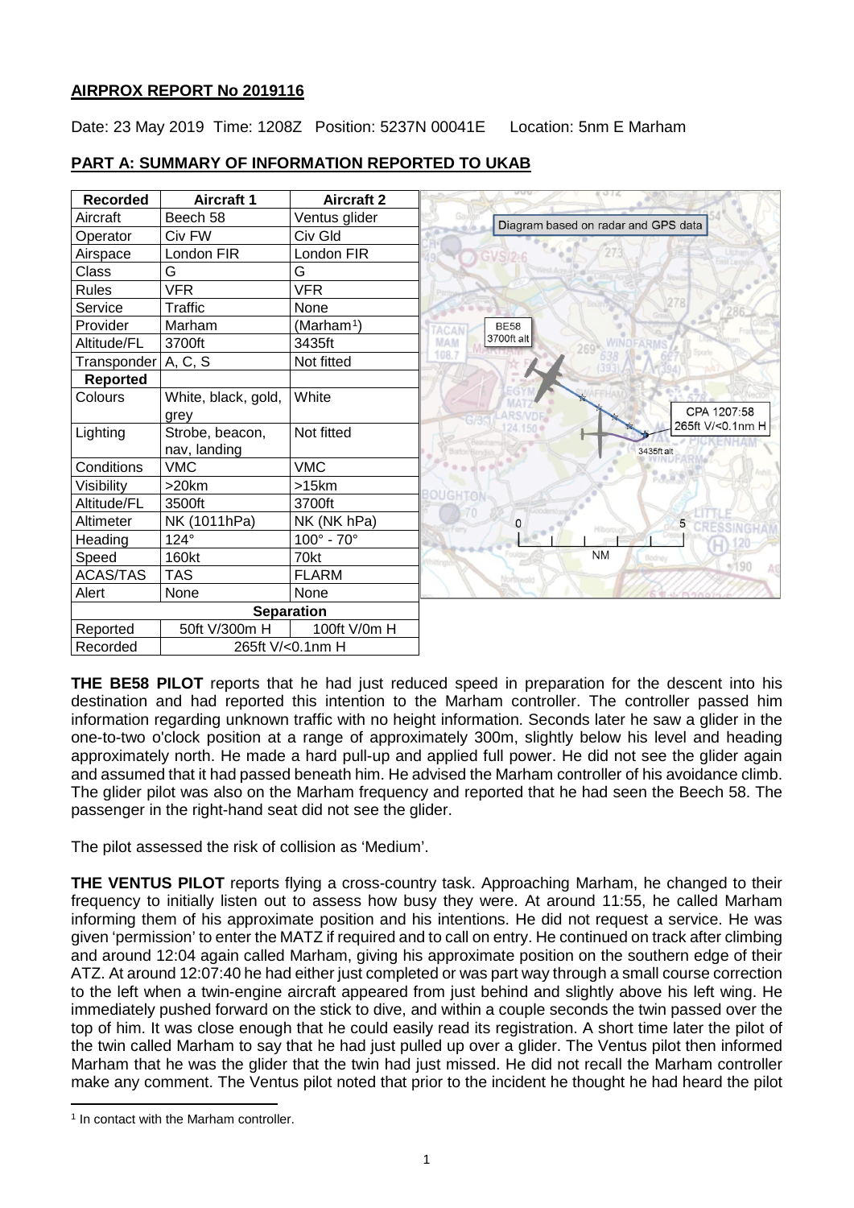**AIRPROX REPORT No 2019116**

Date: 23 May 2019 Time: 1208Z Position: 5237N 00041E Location: 5nm E Marham

## PART A: SUMMARY OF INFORMATION REPORTED TO UKAB

| Recorded | Aircraft 1 | Aircraft 2 |
|---|---|---|
| Aircraft | Beech 58 | Ventus glider |
| Operator | Civ FW | Civ Gld |
| Airspace | London FIR | London FIR |
| Class | G | G |
| Rules | VFR | VFR |
| Service | Traffic | None |
| Provider | Marham | (Marham[1]) |
| Altitude/FL | 3700ft | 3435ft |
| Transponder | A, C, S | Not fitted |
| **Reported** | | |
| Colours | White, black, gold, grey | White |
| Lighting | Strobe, beacon, nav, landing | Not fitted |
| Conditions | VMC | VMC |
| Visibility | >20km | >15km |
| Altitude/FL | 3500ft | 3700ft |
| Altimeter | NK (1011hPa) | NK (NK hPa) |
| Heading | 124° | 100° - 70° |
| Speed | 160kt | 70kt |
| ACAS/TAS | TAS | FLARM |
| Alert | None | None |
| **Separation** | | |
| Reported | 50ft V/300m H | 100ft V/0m H |
| Recorded | 265ft V/<0.1nm H | |

Diagram based on radar and GPS data

**THE BE58 PILOT** reports that he had just reduced speed in preparation for the descent into his destination and had reported this intention to the Marham controller. The controller passed him information regarding unknown traffic with no height information. Seconds later he saw a glider in the one-to-two o'clock position at a range of approximately 300m, slightly below his level and heading approximately north. He made a hard pull-up and applied full power. He did not see the glider again and assumed that it had passed beneath him. He advised the Marham controller of his avoidance climb. The glider pilot was also on the Marham frequency and reported that he had seen the Beech 58. The passenger in the right-hand seat did not see the glider.

The pilot assessed the risk of collision as 'Medium'.

**THE VENTUS PILOT** reports flying a cross-country task. Approaching Marham, he changed to their frequency to initially listen out to assess how busy they were. At around 11:55, he called Marham informing them of his approximate position and his intentions. He did not request a service. He was given 'permission' to enter the MATZ if required and to call on entry. He continued on track after climbing and around 12:04 again called Marham, giving his approximate position on the southern edge of their ATZ. At around 12:07:40 he had either just completed or was part way through a small course correction to the left when a twin-engine aircraft appeared from just behind and slightly above his left wing. He immediately pushed forward on the stick to dive, and within a couple seconds the twin passed over the top of him. It was close enough that he could easily read its registration. A short time later the pilot of the twin called Marham to say that he had just pulled up over a glider. The Ventus pilot then informed Marham that he was the glider that the twin had just missed. He did not recall the Marham controller make any comment. The Ventus pilot noted that prior to the incident he thought he had heard the pilot

[1] In contact with the Marham controller.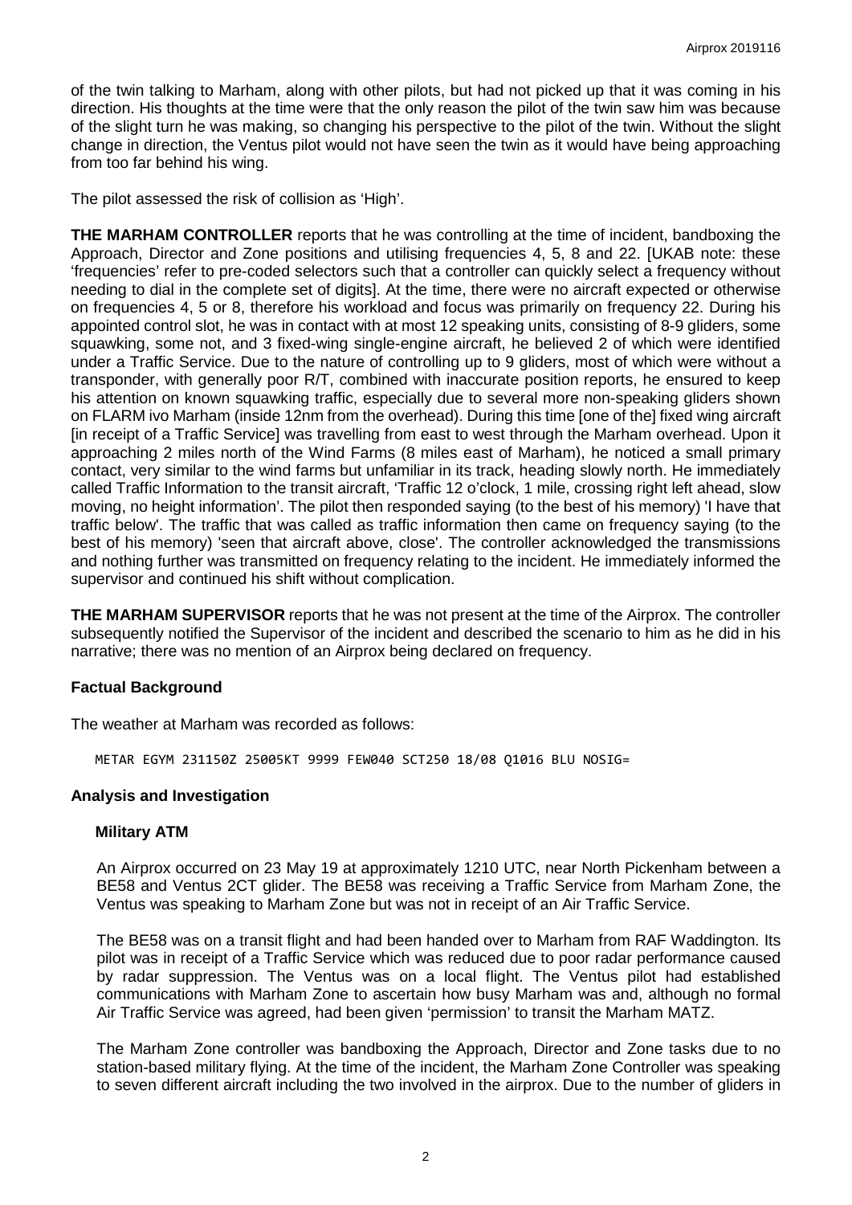of the twin talking to Marham, along with other pilots, but had not picked up that it was coming in his direction. His thoughts at the time were that the only reason the pilot of the twin saw him was because of the slight turn he was making, so changing his perspective to the pilot of the twin. Without the slight change in direction, the Ventus pilot would not have seen the twin as it would have being approaching from too far behind his wing.

The pilot assessed the risk of collision as 'High'.

**THE MARHAM CONTROLLER** reports that he was controlling at the time of incident, bandboxing the Approach, Director and Zone positions and utilising frequencies 4, 5, 8 and 22. [UKAB note: these 'frequencies' refer to pre-coded selectors such that a controller can quickly select a frequency without needing to dial in the complete set of digits]. At the time, there were no aircraft expected or otherwise on frequencies 4, 5 or 8, therefore his workload and focus was primarily on frequency 22. During his appointed control slot, he was in contact with at most 12 speaking units, consisting of 8-9 gliders, some squawking, some not, and 3 fixed-wing single-engine aircraft, he believed 2 of which were identified under a Traffic Service. Due to the nature of controlling up to 9 gliders, most of which were without a transponder, with generally poor R/T, combined with inaccurate position reports, he ensured to keep his attention on known squawking traffic, especially due to several more non-speaking gliders shown on FLARM ivo Marham (inside 12nm from the overhead). During this time [one of the] fixed wing aircraft [in receipt of a Traffic Service] was travelling from east to west through the Marham overhead. Upon it approaching 2 miles north of the Wind Farms (8 miles east of Marham), he noticed a small primary contact, very similar to the wind farms but unfamiliar in its track, heading slowly north. He immediately called Traffic Information to the transit aircraft, 'Traffic 12 o'clock, 1 mile, crossing right left ahead, slow moving, no height information'. The pilot then responded saying (to the best of his memory) 'I have that traffic below'. The traffic that was called as traffic information then came on frequency saying (to the best of his memory) 'seen that aircraft above, close'. The controller acknowledged the transmissions and nothing further was transmitted on frequency relating to the incident. He immediately informed the supervisor and continued his shift without complication.

**THE MARHAM SUPERVISOR** reports that he was not present at the time of the Airprox. The controller subsequently notified the Supervisor of the incident and described the scenario to him as he did in his narrative; there was no mention of an Airprox being declared on frequency.

## Factual Background

The weather at Marham was recorded as follows:

```
METAR EGYM 231150Z 25005KT 9999 FEW040 SCT250 18/08 Q1016 BLU NOSIG=
```

## Analysis and Investigation

### Military ATM

An Airprox occurred on 23 May 19 at approximately 1210 UTC, near North Pickenham between a BE58 and Ventus 2CT glider. The BE58 was receiving a Traffic Service from Marham Zone, the Ventus was speaking to Marham Zone but was not in receipt of an Air Traffic Service.

The BE58 was on a transit flight and had been handed over to Marham from RAF Waddington. Its pilot was in receipt of a Traffic Service which was reduced due to poor radar performance caused by radar suppression. The Ventus was on a local flight. The Ventus pilot had established communications with Marham Zone to ascertain how busy Marham was and, although no formal Air Traffic Service was agreed, had been given 'permission' to transit the Marham MATZ.

The Marham Zone controller was bandboxing the Approach, Director and Zone tasks due to no station-based military flying. At the time of the incident, the Marham Zone Controller was speaking to seven different aircraft including the two involved in the airprox. Due to the number of gliders in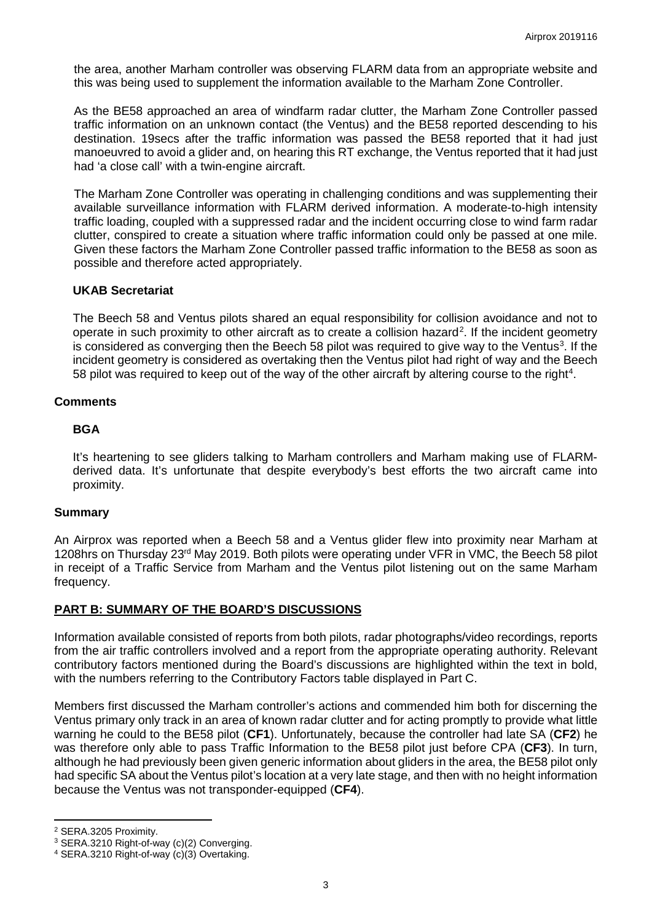the area, another Marham controller was observing FLARM data from an appropriate website and this was being used to supplement the information available to the Marham Zone Controller.

As the BE58 approached an area of windfarm radar clutter, the Marham Zone Controller passed traffic information on an unknown contact (the Ventus) and the BE58 reported descending to his destination. 19secs after the traffic information was passed the BE58 reported that it had just manoeuvred to avoid a glider and, on hearing this RT exchange, the Ventus reported that it had just had 'a close call' with a twin-engine aircraft.

The Marham Zone Controller was operating in challenging conditions and was supplementing their available surveillance information with FLARM derived information. A moderate-to-high intensity traffic loading, coupled with a suppressed radar and the incident occurring close to wind farm radar clutter, conspired to create a situation where traffic information could only be passed at one mile. Given these factors the Marham Zone Controller passed traffic information to the BE58 as soon as possible and therefore acted appropriately.

### UKAB Secretariat

The Beech 58 and Ventus pilots shared an equal responsibility for collision avoidance and not to operate in such proximity to other aircraft as to create a collision hazard[2]. If the incident geometry is considered as converging then the Beech 58 pilot was required to give way to the Ventus[3]. If the incident geometry is considered as overtaking then the Ventus pilot had right of way and the Beech 58 pilot was required to keep out of the way of the other aircraft by altering course to the right[4].

## Comments

### BGA

It's heartening to see gliders talking to Marham controllers and Marham making use of FLARM-derived data. It's unfortunate that despite everybody's best efforts the two aircraft came into proximity.

## Summary

An Airprox was reported when a Beech 58 and a Ventus glider flew into proximity near Marham at 1208hrs on Thursday 23rd May 2019. Both pilots were operating under VFR in VMC, the Beech 58 pilot in receipt of a Traffic Service from Marham and the Ventus pilot listening out on the same Marham frequency.

## PART B: SUMMARY OF THE BOARD'S DISCUSSIONS

Information available consisted of reports from both pilots, radar photographs/video recordings, reports from the air traffic controllers involved and a report from the appropriate operating authority. Relevant contributory factors mentioned during the Board's discussions are highlighted within the text in bold, with the numbers referring to the Contributory Factors table displayed in Part C.

Members first discussed the Marham controller's actions and commended him both for discerning the Ventus primary only track in an area of known radar clutter and for acting promptly to provide what little warning he could to the BE58 pilot (**CF1**). Unfortunately, because the controller had late SA (**CF2**) he was therefore only able to pass Traffic Information to the BE58 pilot just before CPA (**CF3**). In turn, although he had previously been given generic information about gliders in the area, the BE58 pilot only had specific SA about the Ventus pilot's location at a very late stage, and then with no height information because the Ventus was not transponder-equipped (**CF4**).

---

[2] SERA.3205 Proximity.

[3] SERA.3210 Right-of-way (c)(2) Converging.

[4] SERA.3210 Right-of-way (c)(3) Overtaking.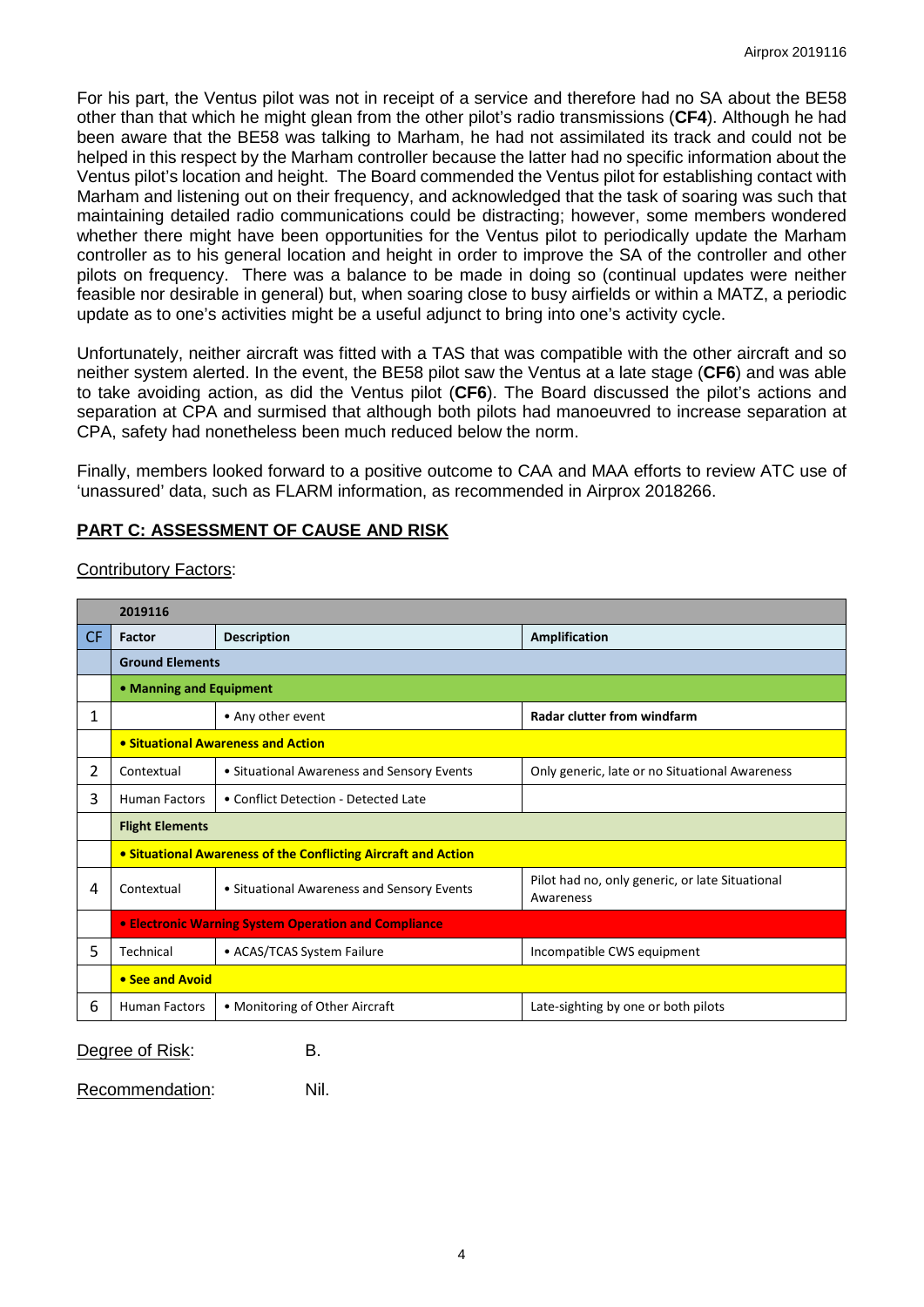For his part, the Ventus pilot was not in receipt of a service and therefore had no SA about the BE58 other than that which he might glean from the other pilot's radio transmissions (**CF4**). Although he had been aware that the BE58 was talking to Marham, he had not assimilated its track and could not be helped in this respect by the Marham controller because the latter had no specific information about the Ventus pilot's location and height. The Board commended the Ventus pilot for establishing contact with Marham and listening out on their frequency, and acknowledged that the task of soaring was such that maintaining detailed radio communications could be distracting; however, some members wondered whether there might have been opportunities for the Ventus pilot to periodically update the Marham controller as to his general location and height in order to improve the SA of the controller and other pilots on frequency. There was a balance to be made in doing so (continual updates were neither feasible nor desirable in general) but, when soaring close to busy airfields or within a MATZ, a periodic update as to one's activities might be a useful adjunct to bring into one's activity cycle.

Unfortunately, neither aircraft was fitted with a TAS that was compatible with the other aircraft and so neither system alerted. In the event, the BE58 pilot saw the Ventus at a late stage (**CF6**) and was able to take avoiding action, as did the Ventus pilot (**CF6**). The Board discussed the pilot's actions and separation at CPA and surmised that although both pilots had manoeuvred to increase separation at CPA, safety had nonetheless been much reduced below the norm.

Finally, members looked forward to a positive outcome to CAA and MAA efforts to review ATC use of 'unassured' data, such as FLARM information, as recommended in Airprox 2018266.

## PART C: ASSESSMENT OF CAUSE AND RISK

Contributory Factors:

| | 2019116 | | |
|---|---|---|---|
| CF | Factor | Description | Amplification |
| | **Ground Elements** | | |
| | **• Manning and Equipment** | | |
| 1 | | • Any other event | **Radar clutter from windfarm** |
| | **• Situational Awareness and Action** | | |
| 2 | Contextual | • Situational Awareness and Sensory Events | Only generic, late or no Situational Awareness |
| 3 | Human Factors | • Conflict Detection - Detected Late | |
| | **Flight Elements** | | |
| | **• Situational Awareness of the Conflicting Aircraft and Action** | | |
| 4 | Contextual | • Situational Awareness and Sensory Events | Pilot had no, only generic, or late Situational Awareness |
| | **• Electronic Warning System Operation and Compliance** | | |
| 5 | Technical | • ACAS/TCAS System Failure | Incompatible CWS equipment |
| | **• See and Avoid** | | |
| 6 | Human Factors | • Monitoring of Other Aircraft | Late-sighting by one or both pilots |

Degree of Risk: B.

Recommendation: Nil.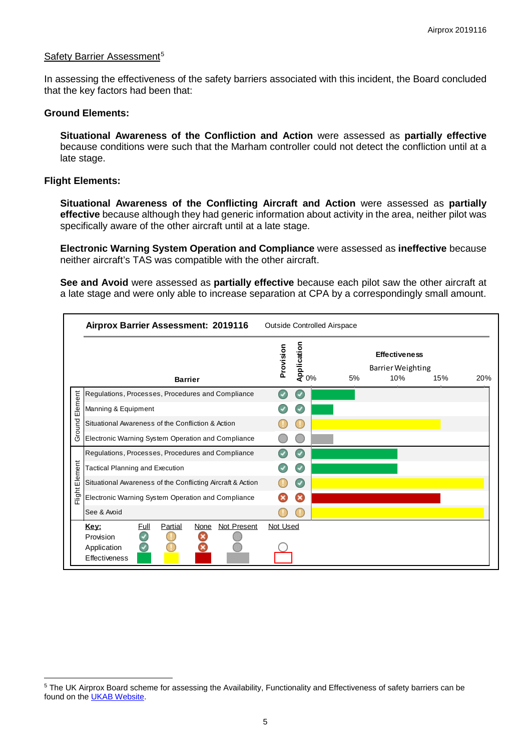Safety Barrier Assessment[5]

In assessing the effectiveness of the safety barriers associated with this incident, the Board concluded that the key factors had been that:

**Ground Elements:**

**Situational Awareness of the Confliction and Action** were assessed as **partially effective** because conditions were such that the Marham controller could not detect the confliction until at a late stage.

**Flight Elements:**

**Situational Awareness of the Conflicting Aircraft and Action** were assessed as **partially effective** because although they had generic information about activity in the area, neither pilot was specifically aware of the other aircraft until at a late stage.

**Electronic Warning System Operation and Compliance** were assessed as **ineffective** because neither aircraft's TAS was compatible with the other aircraft.

**See and Avoid** were assessed as **partially effective** because each pilot saw the other aircraft at a late stage and were only able to increase separation at CPA by a correspondingly small amount.

**Airprox Barrier Assessment: 2019116**

Outside Controlled Airspace

Barrier

Provision

Application

Effectiveness

Barrier Weighting

0%

5%

10%

15%

20%

Ground Element

Regulations, Processes, Procedures and Compliance

Manning & Equipment

Situational Awareness of the Confliction & Action

Electronic Warning System Operation and Compliance

Flight Element

Regulations, Processes, Procedures and Compliance

Tactical Planning and Execution

Situational Awareness of the Conflicting Aircraft & Action

Electronic Warning System Operation and Compliance

See & Avoid

Key:

Full

Partial

None

Not Present

Not Used

Provision

Application

Effectiveness

[5] The UK Airprox Board scheme for assessing the Availability, Functionality and Effectiveness of safety barriers can be found on the UKAB Website.